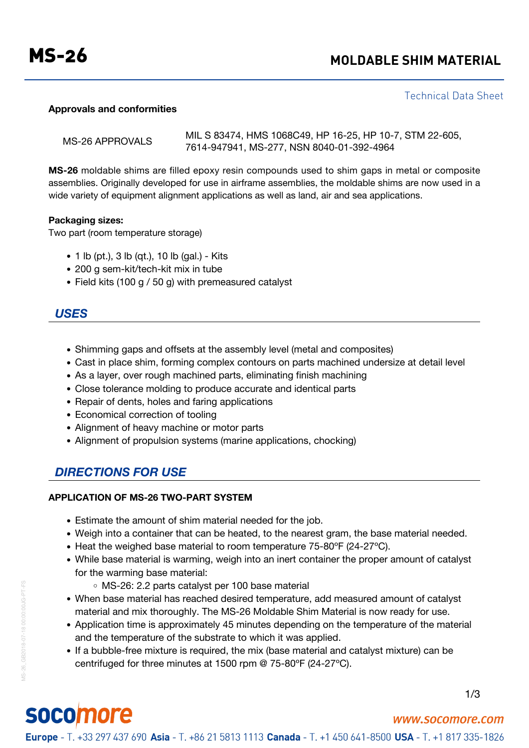# MS-26

## MOLDABLE SHIM MATERIAL

Technical Data Sheet

**Approvals and conformities**

| | |
|---|---|
| MS-26 APPROVALS | MIL S 83474, HMS 1068C49, HP 16-25, HP 10-7, STM 22-605, 7614-947941, MS-277, NSN 8040-01-392-4964 |

**MS-26** moldable shims are filled epoxy resin compounds used to shim gaps in metal or composite assemblies. Originally developed for use in airframe assemblies, the moldable shims are now used in a wide variety of equipment alignment applications as well as land, air and sea applications.

**Packaging sizes:**
Two part (room temperature storage)

- 1 lb (pt.), 3 lb (qt.), 10 lb (gal.) - Kits
- 200 g sem-kit/tech-kit mix in tube
- Field kits (100 g / 50 g) with premeasured catalyst

## *USES*

- Shimming gaps and offsets at the assembly level (metal and composites)
- Cast in place shim, forming complex contours on parts machined undersize at detail level
- As a layer, over rough machined parts, eliminating finish machining
- Close tolerance molding to produce accurate and identical parts
- Repair of dents, holes and faring applications
- Economical correction of tooling
- Alignment of heavy machine or motor parts
- Alignment of propulsion systems (marine applications, chocking)

## *DIRECTIONS FOR USE*

**APPLICATION OF MS-26 TWO-PART SYSTEM**

- Estimate the amount of shim material needed for the job.
- Weigh into a container that can be heated, to the nearest gram, the base material needed.
- Heat the weighed base material to room temperature 75-80ºF (24-27ºC).
- While base material is warming, weigh into an inert container the proper amount of catalyst for the warming base material:
  - MS-26: 2.2 parts catalyst per 100 base material
- When base material has reached desired temperature, add measured amount of catalyst material and mix thoroughly. The MS-26 Moldable Shim Material is now ready for use.
- Application time is approximately 45 minutes depending on the temperature of the material and the temperature of the substrate to which it was applied.
- If a bubble-free mixture is required, the mix (base material and catalyst mixture) can be centrifuged for three minutes at 1500 rpm @ 75-80ºF (24-27ºC).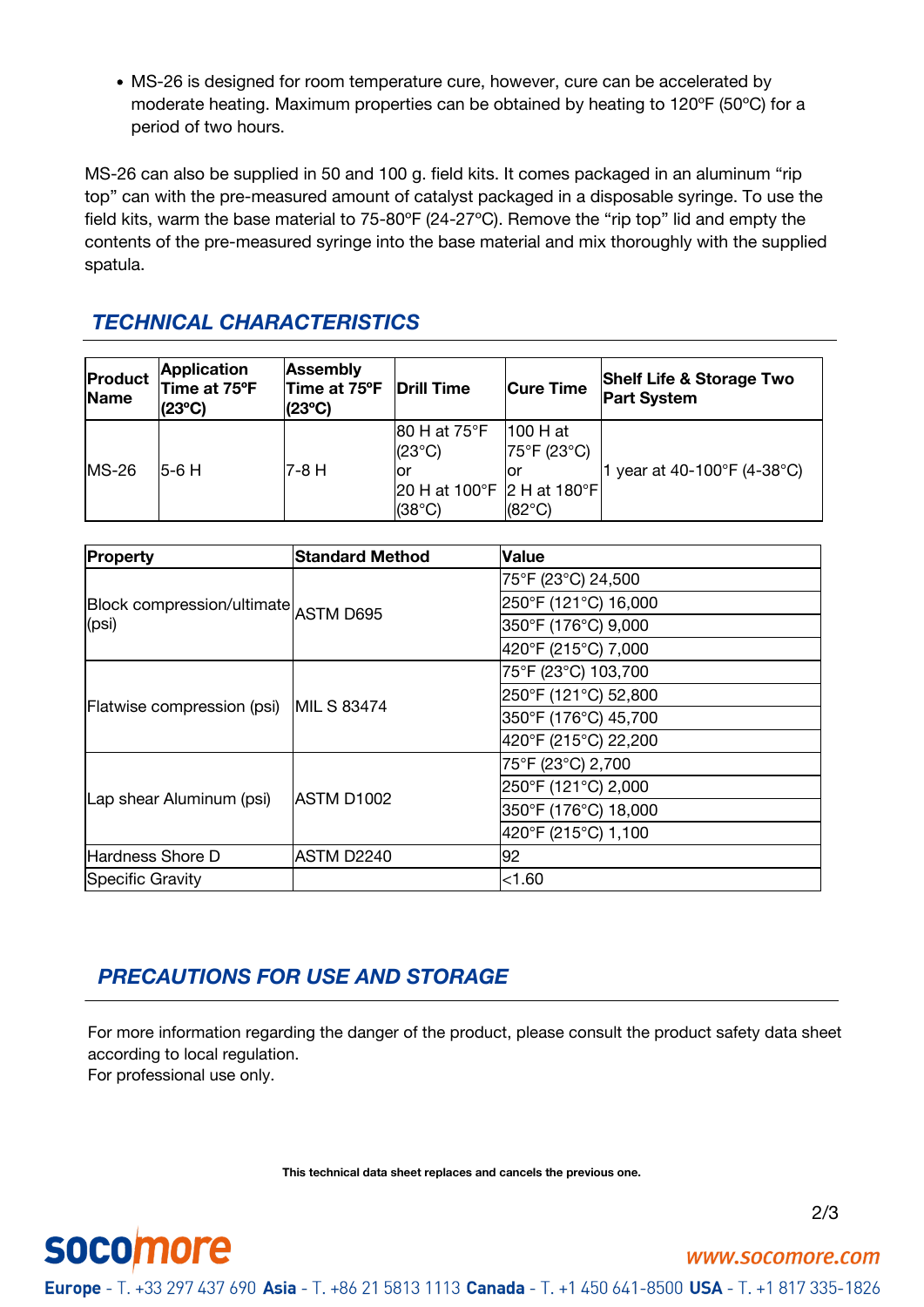- MS-26 is designed for room temperature cure, however, cure can be accelerated by moderate heating. Maximum properties can be obtained by heating to 120ºF (50ºC) for a period of two hours.

MS-26 can also be supplied in 50 and 100 g. field kits. It comes packaged in an aluminum “rip top” can with the pre-measured amount of catalyst packaged in a disposable syringe. To use the field kits, warm the base material to 75-80ºF (24-27ºC). Remove the “rip top” lid and empty the contents of the pre-measured syringe into the base material and mix thoroughly with the supplied spatula.

## TECHNICAL CHARACTERISTICS

| Product Name | Application Time at 75ºF (23ºC) | Assembly Time at 75ºF (23ºC) | Drill Time | Cure Time | Shelf Life & Storage Two Part System |
|---|---|---|---|---|---|
| MS-26 | 5-6 H | 7-8 H | 80 H at 75°F (23°C) or 20 H at 100°F (38°C) | 100 H at 75°F (23°C) or 2 H at 180°F (82°C) | 1 year at 40-100°F (4-38°C) |

| Property | Standard Method | Value |
|---|---|---|
| Block compression/ultimate (psi) | ASTM D695 | 75°F (23°C) 24,500 |
| | | 250°F (121°C) 16,000 |
| | | 350°F (176°C) 9,000 |
| | | 420°F (215°C) 7,000 |
| Flatwise compression (psi) | MIL S 83474 | 75°F (23°C) 103,700 |
| | | 250°F (121°C) 52,800 |
| | | 350°F (176°C) 45,700 |
| | | 420°F (215°C) 22,200 |
| Lap shear Aluminum (psi) | ASTM D1002 | 75°F (23°C) 2,700 |
| | | 250°F (121°C) 2,000 |
| | | 350°F (176°C) 18,000 |
| | | 420°F (215°C) 1,100 |
| Hardness Shore D | ASTM D2240 | 92 |
| Specific Gravity | | <1.60 |

## PRECAUTIONS FOR USE AND STORAGE

For more information regarding the danger of the product, please consult the product safety data sheet according to local regulation.
For professional use only.

**This technical data sheet replaces and cancels the previous one.**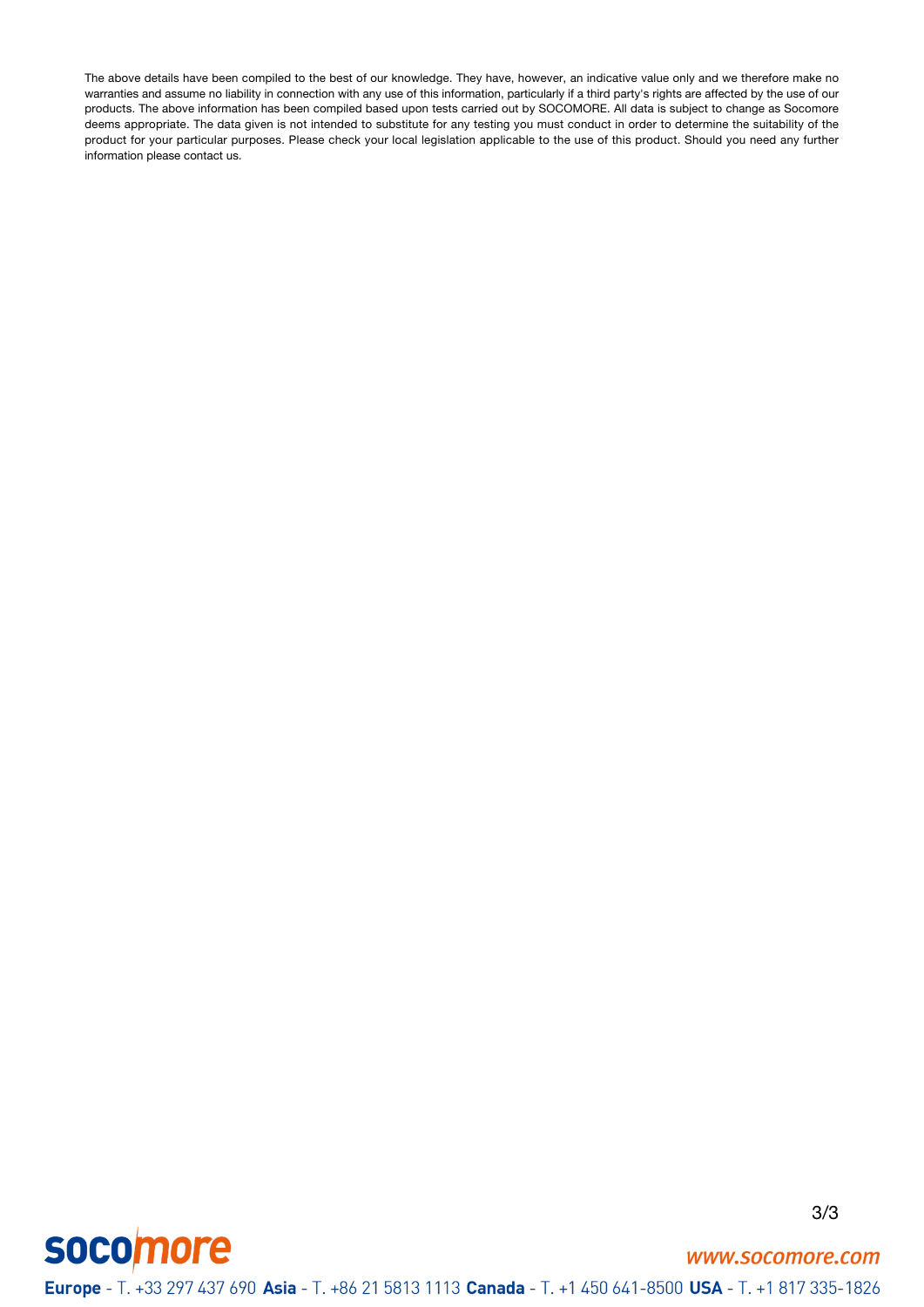The above details have been compiled to the best of our knowledge. They have, however, an indicative value only and we therefore make no warranties and assume no liability in connection with any use of this information, particularly if a third party's rights are affected by the use of our products. The above information has been compiled based upon tests carried out by SOCOMORE. All data is subject to change as Socomore deems appropriate. The data given is not intended to substitute for any testing you must conduct in order to determine the suitability of the product for your particular purposes. Please check your local legislation applicable to the use of this product. Should you need any further information please contact us.